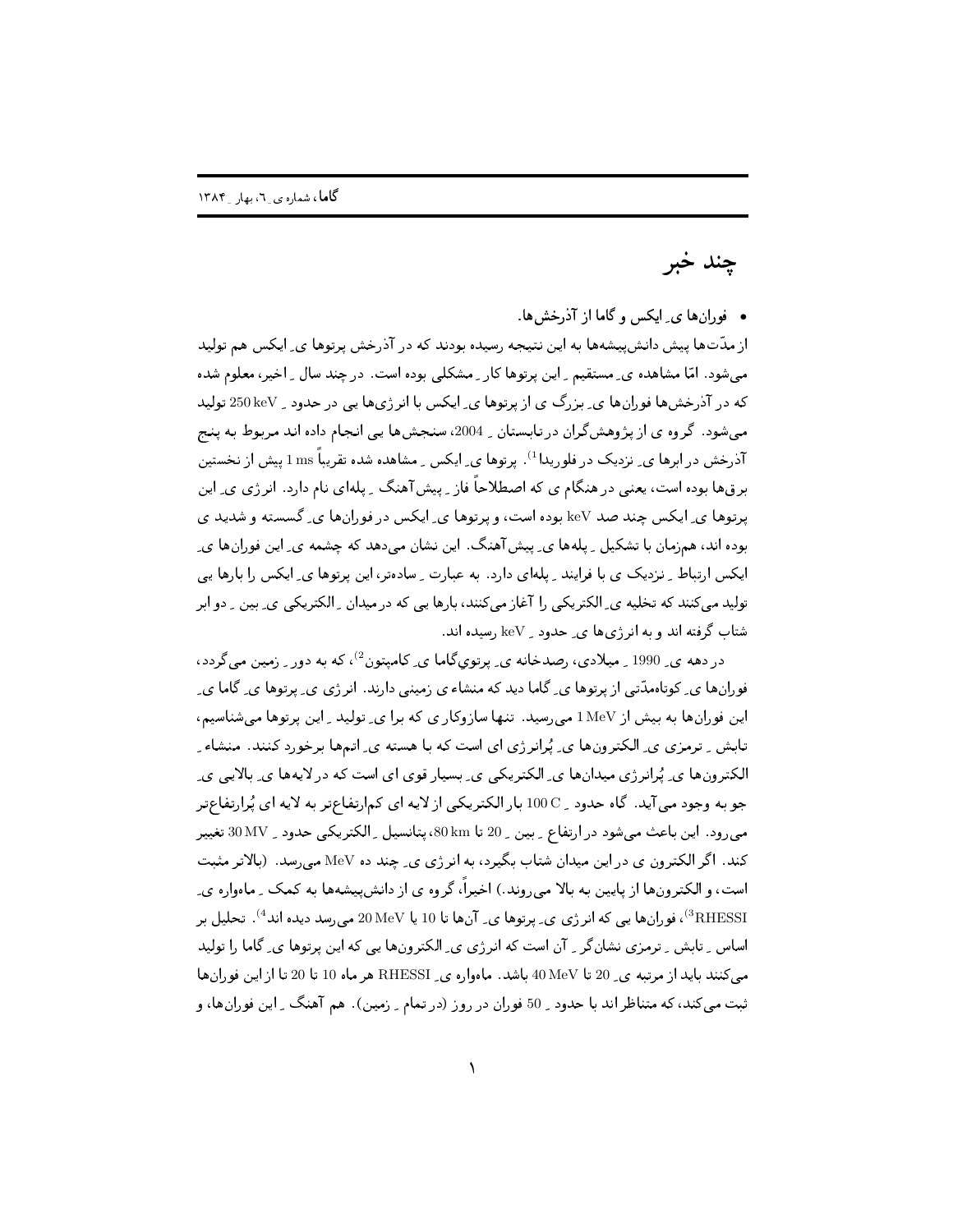# چند خبر

- فوران‌ها یِ ایکس و گاما از آذرخش‌ها.

از مدّت‌ها پیش دانش‌پیشه‌ها به این نتیجه رسیده بودند که در آذرخش پرتوها یِ ایکس هم تولید می‌شود. امّا مشاهده یِ مستقیم ِ این پرتوها کار ِ مشکلی بوده است. در چند سال ِ اخیر، معلوم شده که در آذرخش‌ها فوران‌ها یِ بزرگ ی از پرتوها یِ ایکس با انرژی‌ها یی در حدود ِ 250 keV تولید می‌شود. گروه ی از پژوهش‌گران در تابستان ِ 2004، سنجش‌ها یی انجام داده اند مربوط به پنج آذرخش در ابرها یِ نزدیک در فلوریدا[1]. پرتوها یِ ایکس ِ مشاهده شده تقریباً 1 ms پیش از نخستین برق‌ها بوده است، یعنی در هنگام ی که اصطلاحاً فاز ِ پیش‌آهنگ ِ پله‌ای نام دارد. انرژی یِ این پرتوها یِ ایکس چند صد keV بوده است، و پرتوها یِ ایکس در فوران‌ها یِ گسسته و شدید ی بوده اند، هم‌زمان با تشکیل ِ پله‌ها یِ پیش‌آهنگ. این نشان می‌دهد که چشمه یِ این فوران‌ها یِ ایکس ارتباط ِ نزدیک ی با فرایند ِ پله‌ای دارد. به عبارت ِ ساده‌تر، این پرتوها یِ ایکس را بارها یی تولید می‌کنند که تخلیه یِ الکتریکی را آغاز می‌کنند، بارها یی که در میدان ِ الکتریکی یِ بین ِ دو ابر شتاب گرفته اند و به انرژی‌ها یِ حدود ِ keV رسیده اند.

در دهه یِ 1990 ِ میلادی، رصدخانه یِ پرتوی‌گاما یِ کامپتون[2]، که به دور ِ زمین می‌گردد، فوران‌ها یِ کوتاه‌مدّتی از پرتوها یِ گاما دید که منشاء ی زمینی دارند. انرژی یِ پرتوها یِ گاما یِ این فوران‌ها به بیش از 1 MeV می‌رسید. تنها سازوکار ی که برا یِ تولید ِ این پرتوها می‌شناسیم، تابش ِ ترمزی یِ الکترون‌ها یِ پُرانرژی ای است که با هسته یِ اتم‌ها برخورد کنند. منشاء ِ الکترون‌ها یِ پُرانرژی میدان‌ها یِ الکتریکی یِ بسیار قوی ای است که در لایه‌ها یِ بالایی یِ جو به وجود می‌آید. گاه حدود ِ 100 C بار الکتریکی از لایه ای کم‌ارتفاع‌تر به لایه ای پُرارتفاع‌تر می‌رود. این باعث می‌شود در ارتفاع ِ بین ِ 20 تا 80 km، پتانسیل ِ الکتریکی حدود ِ 30 MV تغییر کند. اگر الکترون ی در این میدان شتاب بگیرد، به انرژی یِ چند ده MeV می‌رسد. (بالاتر مثبت است، و الکترون‌ها از پایین به بالا می‌روند.) اخیراً، گروه ی از دانش‌پیشه‌ها به کمک ِ ماهواره یِ RHESSI[3]، فوران‌ها یی که انرژی یِ پرتوها یِ آن‌ها تا 10 یا 20 MeV می‌رسد دیده اند[4]. تحلیل بر اساس ِ تابش ِ ترمزی نشان‌گر ِ آن است که انرژی یِ الکترون‌ها یی که این پرتوها یِ گاما را تولید می‌کنند باید از مرتبه یِ 20 تا 40 MeV باشد. ماهواره یِ RHESSI هر ماه 10 تا 20 تا از این فوران‌ها ثبت می‌کند، که متناظر اند با حدود ِ 50 فوران در روز (در تمام ِ زمین). هم آهنگ ِ این فوران‌ها، و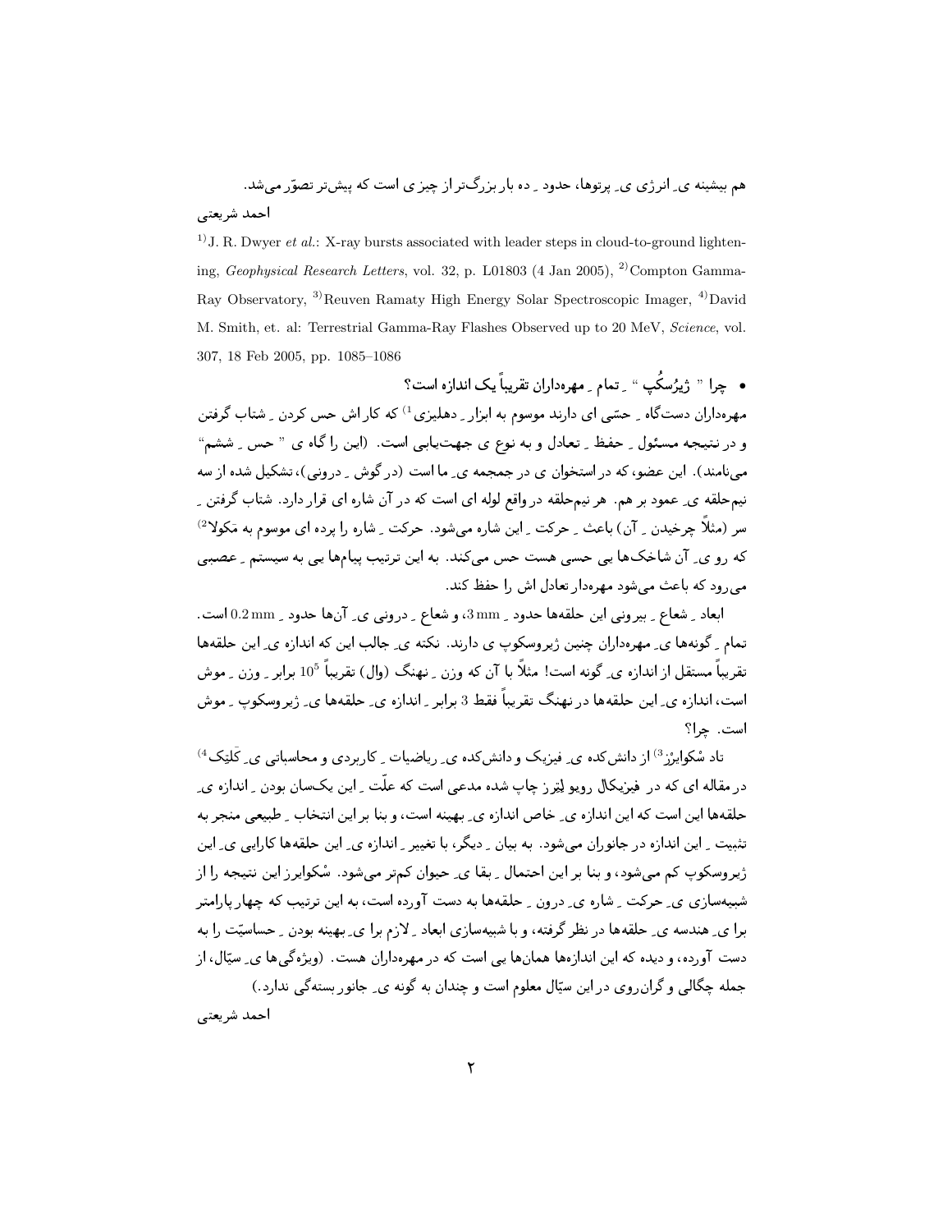هم بیشینه ی ِ انرژی ی ِ پرتوها، حدود ِ ده بار بزرگ‌تر از چیزی است که پیش‌تر تصوّر می‌شد.

احمد شریعتی

[1] J. R. Dwyer *et al.*: X-ray bursts associated with leader steps in cloud-to-ground lightening, *Geophysical Research Letters*, vol. 32, p. L01803 (4 Jan 2005), [2] Compton Gamma-Ray Observatory, [3] Reuven Ramaty High Energy Solar Spectroscopic Imager, [4] David M. Smith, et. al: Terrestrial Gamma-Ray Flashes Observed up to 20 MeV, *Science*, vol. 307, 18 Feb 2005, pp. 1085–1086

- **چرا " ژیرُسکُپ " ِ تمام ِ مهره‌داران تقریباً یک اندازه است؟**

مهره‌داران دست‌گاه ِ حسّی ای دارند موسوم به ابزار ِ دهلیزی[1] که کار اش حس کردن ِ شتاب گرفتن و در نتیجه مسئول ِ حفظ ِ تعادل و به نوع ی جهت‌یابی است. (این را گاه ی " حس ِ ششم" می‌نامند). این عضو، که در استخوان ی در جمجمه ی ِ ما است (در گوش ِ درونی)، تشکیل شده از سه نیم‌حلقه ی ِ عمود بر هم. هر نیم‌حلقه در واقع لوله ای است که در آن شاره ای قرار دارد. شتاب گرفتن ِ سر (مثلاً چرخیدن ِ آن) باعث ِ حرکت ِ این شاره می‌شود. حرکت ِ شاره را پرده ای موسوم به مَکولا[2] که رو ی ِ آن شاخک‌ها یی حسی هست حس می‌کند. به این ترتیب پیام‌ها یی به سیستم ِ عصبی می‌رود که باعث می‌شود مهره‌دار تعادل اش را حفظ کند.

ابعاد ِ شعاع ِ بیرونی این حلقه‌ها حدود ِ 3 mm، و شعاع ِ درونی ی ِ آن‌ها حدود ِ 0.2 mm است. تمام ِ گونه‌ها ی ِ مهره‌داران چنین ژیروسکوپ ی دارند. نکته ی ِ جالب این که اندازه ی ِ این حلقه‌ها تقریباً مستقل از اندازه ی ِ گونه است! مثلاً با آن که وزن ِ نهنگ (وال) تقریباً $10^5$ برابر ِ وزن ِ موش است، اندازه ی ِ این حلقه‌ها در نهنگ تقریباً فقط 3 برابر ِ اندازه ی ِ حلقه‌ها ی ِ ژیروسکوپ ِ موش است. چرا؟

تاد سْکوایرْز[3] از دانش‌کده ی ِ فیزیک و دانش‌کده ی ِ ریاضیات ِ کاربردی و محاسباتی ی ِ کَلتِک[4] در مقاله ای که در فیزیکال رویو لِتِرز چاپ شده مدعی است که علّت ِ این یک‌سان بودن ِ اندازه ی ِ حلقه‌ها این است که این اندازه ی ِ خاص اندازه ی ِ بهینه است، و بنا بر این انتخاب ِ طبیعی منجر به تثبیت ِ این اندازه در جانوران می‌شود. به بیان ِ دیگر، با تغییر ِ اندازه ی ِ این حلقه‌ها کارایی ی ِ این ژیروسکوپ کم می‌شود، و بنا بر این احتمال ِ بقا ی ِ حیوان کم‌تر می‌شود. سْکوایرز این نتیجه را از شبیه‌سازی ی ِ حرکت ِ شاره ی ِ درون ِ حلقه‌ها به دست آورده است، به این ترتیب که چهار پارامتر برا ی ِ هندسه ی ِ حلقه‌ها در نظر گرفته، و با شبیه‌سازی ابعاد ِ لازم برا ی ِ بهینه بودن ِ حساسیّت را به دست آورده، و دیده که این اندازه‌ها همان‌ها یی است که در مهره‌داران هست. (ویژه‌گی‌ها ی ِ سیّال، از جمله چگالی و گران‌روی در این سیّال معلوم است و چندان به گونه ی ِ جانور بسته‌گی ندارد.)

احمد شریعتی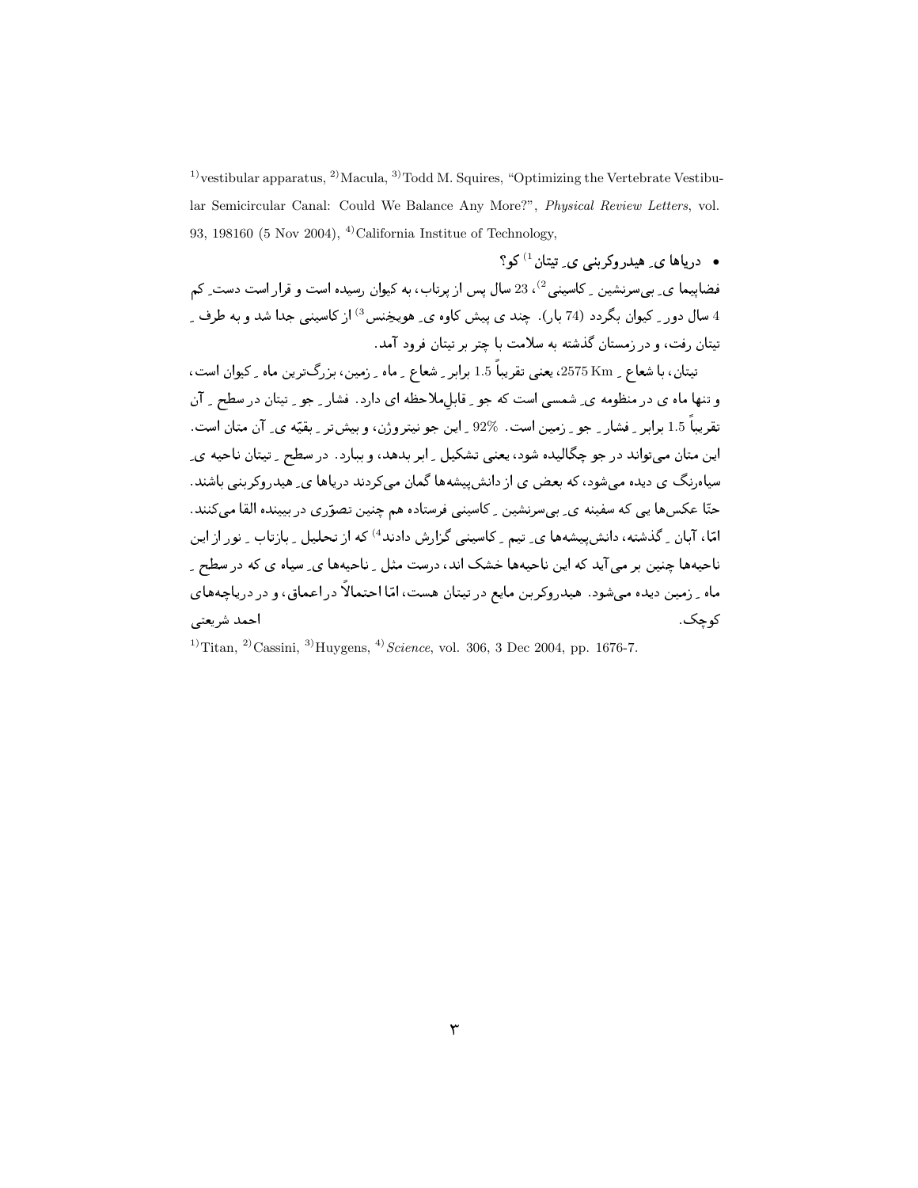[1] vestibular apparatus, [2] Macula, [3] Todd M. Squires, "Optimizing the Vertebrate Vestibular Semicircular Canal: Could We Balance Any More?", *Physical Review Letters*, vol. 93, 198160 (5 Nov 2004), [4] California Institue of Technology,

- **دریاها یِ هیدروکربنی یِ تیتان[1] کو؟**

فضاپیما یِ بی‌سرنشین ِ کاسینی[2]، 23 سال پس از پرتاب، به کیوان رسیده است و قرار است دست ِ کم 4 سال دور ِ کیوان بگردد (74 بار). چند ی پیش کاوه یِ هویخِنس[3] از کاسینی جدا شد و به طرف ِ تیتان رفت، و در زمستان گذشته به سلامت با چتر بر تیتان فرود آمد.

تیتان، با شعاع ِ 2575 Km، یعنی تقریباً 1.5 برابر ِ شعاع ِ ماه ِ زمین، بزرگ‌ترین ماه ِ کیوان است، و تنها ماه ی در منظومه یِ شمسی است که جو ِ قابلِ‌ملاحظه ای دارد. فشار ِ جو ِ تیتان در سطح ِ آن تقریباً 1.5 برابر ِ فشار ِ جو ِ زمین است. 92% ِ این جو نیتروژن، و بیش‌تر ِ بقیّه یِ آن متان است. این متان می‌تواند در جو چگالیده شود، یعنی تشکیل ِ ابر بدهد، و ببارد. در سطح ِ تیتان ناحیه یِ سیاه‌رنگ ی دیده می‌شود، که بعض ی از دانش‌پیشه‌ها گمان می‌کردند دریاها یِ هیدروکربنی باشند. حتّا عکس‌ها یی که سفینه یِ بی‌سرنشین ِ کاسینی فرستاده هم چنین تصوّری در بیننده القا می‌کنند. امّا، آبان ِ گذشته، دانش‌پیشه‌ها یِ تیم ِ کاسینی گزارش دادند[4] که از تحلیل ِ بازتاب ِ نور از این ناحیه‌ها چنین بر می‌آید که این ناحیه‌ها خشک اند، درست مثل ِ ناحیه‌ها یِ سیاه ی که در سطح ِ ماه ِ زمین دیده می‌شود. هیدروکربن مایع در تیتان هست، امّا احتمالاً در اعماق، و در دریاچه‌های کوچک.

احمد شریعتی

[1] Titan, [2] Cassini, [3] Huygens, [4] *Science*, vol. 306, 3 Dec 2004, pp. 1676-7.